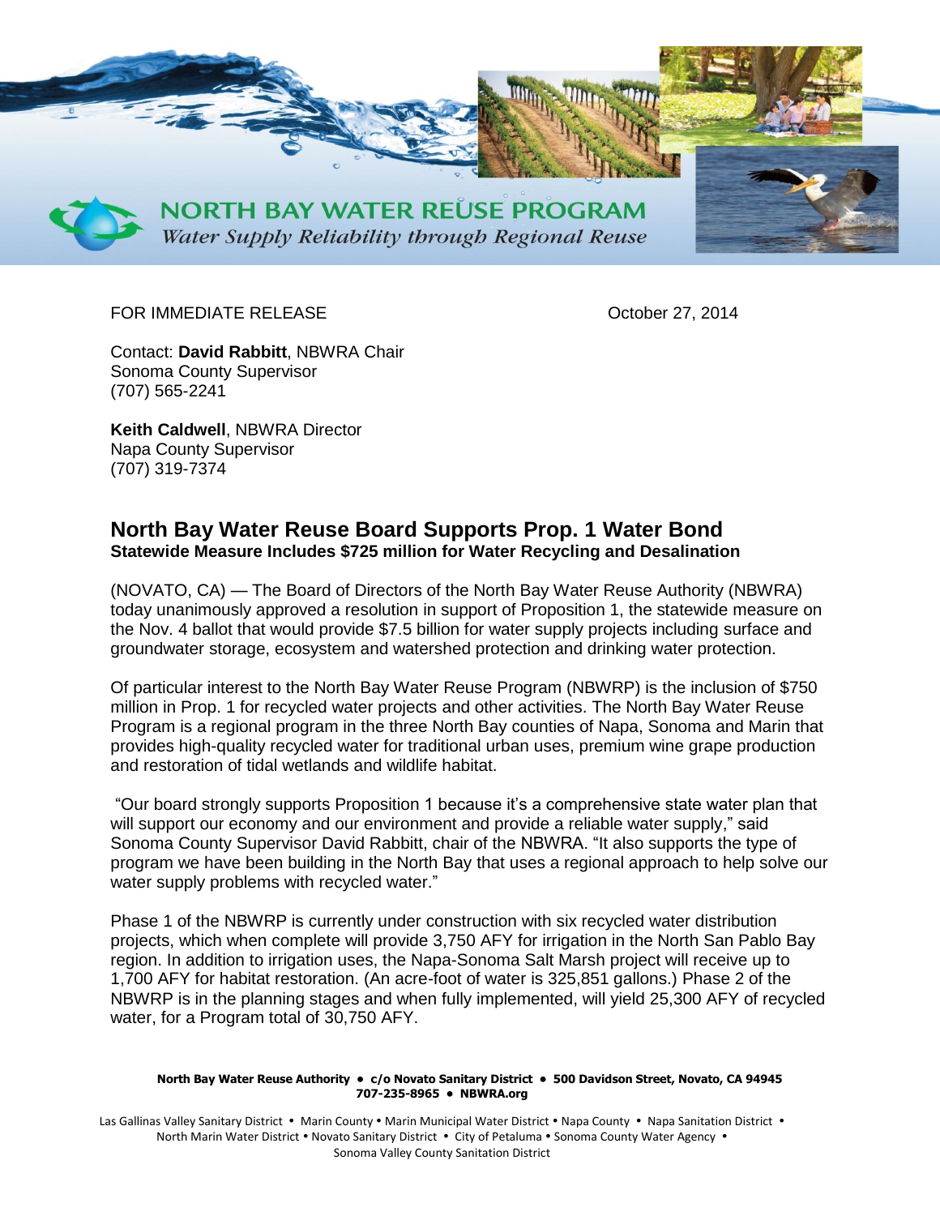**NORTH BAY WATER REUSE PROGRAM**
*Water Supply Reliability through Regional Reuse*

FOR IMMEDIATE RELEASE

October 27, 2014

Contact: **David Rabbitt**, NBWRA Chair
Sonoma County Supervisor
(707) 565-2241

**Keith Caldwell**, NBWRA Director
Napa County Supervisor
(707) 319-7374

## North Bay Water Reuse Board Supports Prop. 1 Water Bond

**Statewide Measure Includes $725 million for Water Recycling and Desalination**

(NOVATO, CA) — The Board of Directors of the North Bay Water Reuse Authority (NBWRA) today unanimously approved a resolution in support of Proposition 1, the statewide measure on the Nov. 4 ballot that would provide $7.5 billion for water supply projects including surface and groundwater storage, ecosystem and watershed protection and drinking water protection.

Of particular interest to the North Bay Water Reuse Program (NBWRP) is the inclusion of $750 million in Prop. 1 for recycled water projects and other activities. The North Bay Water Reuse Program is a regional program in the three North Bay counties of Napa, Sonoma and Marin that provides high-quality recycled water for traditional urban uses, premium wine grape production and restoration of tidal wetlands and wildlife habitat.

"Our board strongly supports Proposition 1 because it's a comprehensive state water plan that will support our economy and our environment and provide a reliable water supply," said Sonoma County Supervisor David Rabbitt, chair of the NBWRA. "It also supports the type of program we have been building in the North Bay that uses a regional approach to help solve our water supply problems with recycled water."

Phase 1 of the NBWRP is currently under construction with six recycled water distribution projects, which when complete will provide 3,750 AFY for irrigation in the North San Pablo Bay region. In addition to irrigation uses, the Napa-Sonoma Salt Marsh project will receive up to 1,700 AFY for habitat restoration. (An acre-foot of water is 325,851 gallons.) Phase 2 of the NBWRP is in the planning stages and when fully implemented, will yield 25,300 AFY of recycled water, for a Program total of 30,750 AFY.

**North Bay Water Reuse Authority • c/o Novato Sanitary District • 500 Davidson Street, Novato, CA 94945**
**707-235-8965 • NBWRA.org**

Las Gallinas Valley Sanitary District • Marin County • Marin Municipal Water District • Napa County • Napa Sanitation District • North Marin Water District • Novato Sanitary District • City of Petaluma • Sonoma County Water Agency • Sonoma Valley County Sanitation District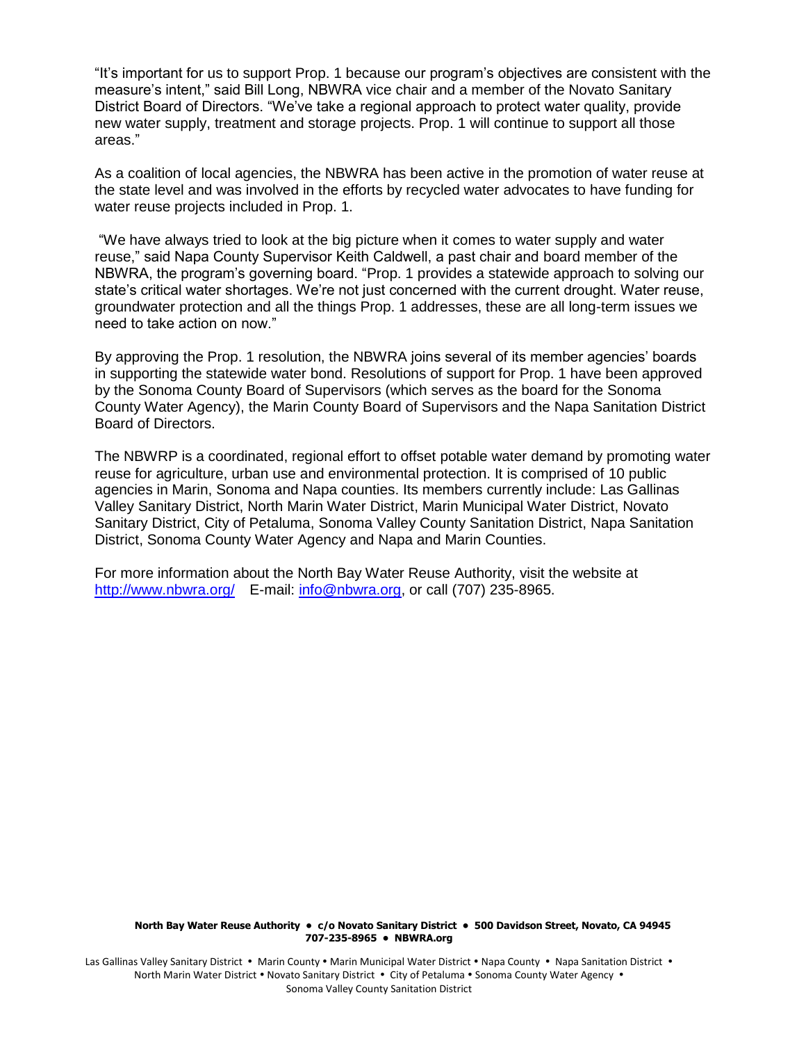"It's important for us to support Prop. 1 because our program's objectives are consistent with the measure's intent," said Bill Long, NBWRA vice chair and a member of the Novato Sanitary District Board of Directors. "We've take a regional approach to protect water quality, provide new water supply, treatment and storage projects. Prop. 1 will continue to support all those areas."

As a coalition of local agencies, the NBWRA has been active in the promotion of water reuse at the state level and was involved in the efforts by recycled water advocates to have funding for water reuse projects included in Prop. 1.

"We have always tried to look at the big picture when it comes to water supply and water reuse," said Napa County Supervisor Keith Caldwell, a past chair and board member of the NBWRA, the program's governing board. "Prop. 1 provides a statewide approach to solving our state's critical water shortages. We're not just concerned with the current drought. Water reuse, groundwater protection and all the things Prop. 1 addresses, these are all long-term issues we need to take action on now."

By approving the Prop. 1 resolution, the NBWRA joins several of its member agencies' boards in supporting the statewide water bond. Resolutions of support for Prop. 1 have been approved by the Sonoma County Board of Supervisors (which serves as the board for the Sonoma County Water Agency), the Marin County Board of Supervisors and the Napa Sanitation District Board of Directors.

The NBWRP is a coordinated, regional effort to offset potable water demand by promoting water reuse for agriculture, urban use and environmental protection. It is comprised of 10 public agencies in Marin, Sonoma and Napa counties. Its members currently include: Las Gallinas Valley Sanitary District, North Marin Water District, Marin Municipal Water District, Novato Sanitary District, City of Petaluma, Sonoma Valley County Sanitation District, Napa Sanitation District, Sonoma County Water Agency and Napa and Marin Counties.

For more information about the North Bay Water Reuse Authority, visit the website at http://www.nbwra.org/ E-mail: info@nbwra.org, or call (707) 235-8965.

**North Bay Water Reuse Authority • c/o Novato Sanitary District • 500 Davidson Street, Novato, CA 94945**
**707-235-8965 • NBWRA.org**

Las Gallinas Valley Sanitary District • Marin County • Marin Municipal Water District • Napa County • Napa Sanitation District • North Marin Water District • Novato Sanitary District • City of Petaluma • Sonoma County Water Agency • Sonoma Valley County Sanitation District